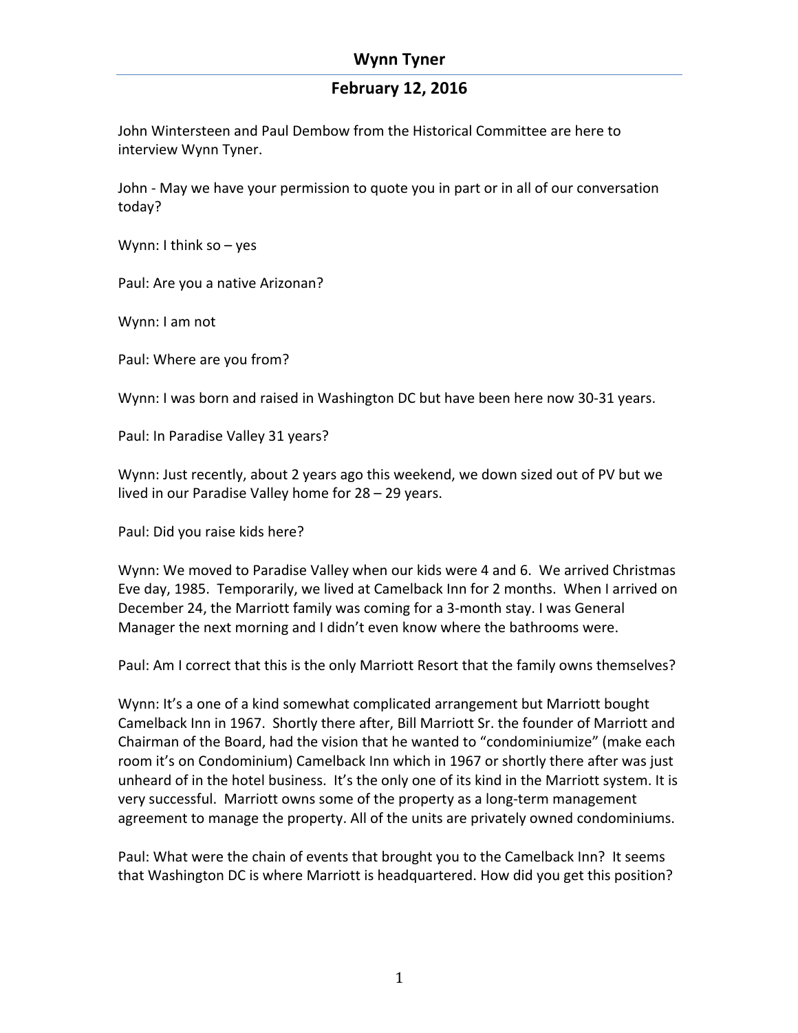# Wynn Tyner

## February 12, 2016

John Wintersteen and Paul Dembow from the Historical Committee are here to interview Wynn Tyner.

John - May we have your permission to quote you in part or in all of our conversation today?

Wynn: I think so – yes

Paul: Are you a native Arizonan?

Wynn: I am not

Paul: Where are you from?

Wynn: I was born and raised in Washington DC but have been here now 30-31 years.

Paul: In Paradise Valley 31 years?

Wynn: Just recently, about 2 years ago this weekend, we down sized out of PV but we lived in our Paradise Valley home for 28 – 29 years.

Paul: Did you raise kids here?

Wynn: We moved to Paradise Valley when our kids were 4 and 6. We arrived Christmas Eve day, 1985. Temporarily, we lived at Camelback Inn for 2 months. When I arrived on December 24, the Marriott family was coming for a 3-month stay. I was General Manager the next morning and I didn't even know where the bathrooms were.

Paul: Am I correct that this is the only Marriott Resort that the family owns themselves?

Wynn: It's a one of a kind somewhat complicated arrangement but Marriott bought Camelback Inn in 1967. Shortly there after, Bill Marriott Sr. the founder of Marriott and Chairman of the Board, had the vision that he wanted to "condominiumize" (make each room it's on Condominium) Camelback Inn which in 1967 or shortly there after was just unheard of in the hotel business. It's the only one of its kind in the Marriott system. It is very successful. Marriott owns some of the property as a long-term management agreement to manage the property. All of the units are privately owned condominiums.

Paul: What were the chain of events that brought you to the Camelback Inn? It seems that Washington DC is where Marriott is headquartered. How did you get this position?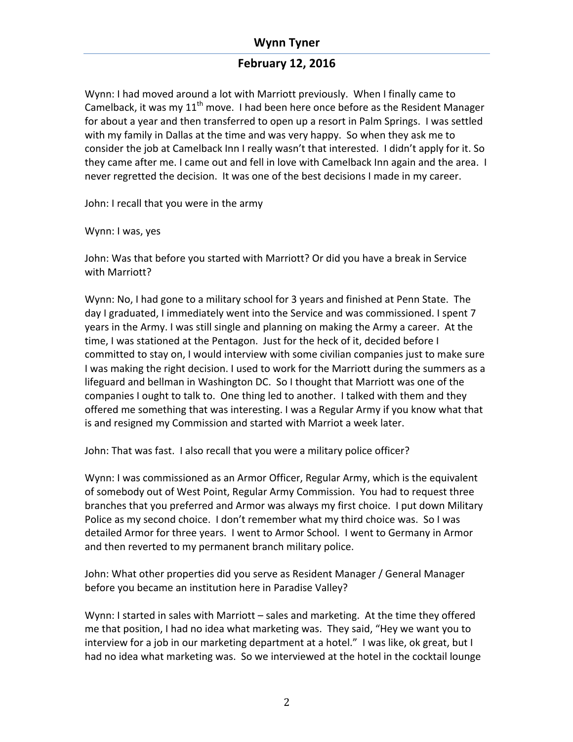Wynn: I had moved around a lot with Marriott previously. When I finally came to Camelback, it was my $11^{th}$ move. I had been here once before as the Resident Manager for about a year and then transferred to open up a resort in Palm Springs. I was settled with my family in Dallas at the time and was very happy. So when they ask me to consider the job at Camelback Inn I really wasn't that interested. I didn't apply for it. So they came after me. I came out and fell in love with Camelback Inn again and the area. I never regretted the decision. It was one of the best decisions I made in my career.

John: I recall that you were in the army

Wynn: I was, yes

John: Was that before you started with Marriott? Or did you have a break in Service with Marriott?

Wynn: No, I had gone to a military school for 3 years and finished at Penn State. The day I graduated, I immediately went into the Service and was commissioned. I spent 7 years in the Army. I was still single and planning on making the Army a career. At the time, I was stationed at the Pentagon. Just for the heck of it, decided before I committed to stay on, I would interview with some civilian companies just to make sure I was making the right decision. I used to work for the Marriott during the summers as a lifeguard and bellman in Washington DC. So I thought that Marriott was one of the companies I ought to talk to. One thing led to another. I talked with them and they offered me something that was interesting. I was a Regular Army if you know what that is and resigned my Commission and started with Marriot a week later.

John: That was fast. I also recall that you were a military police officer?

Wynn: I was commissioned as an Armor Officer, Regular Army, which is the equivalent of somebody out of West Point, Regular Army Commission. You had to request three branches that you preferred and Armor was always my first choice. I put down Military Police as my second choice. I don't remember what my third choice was. So I was detailed Armor for three years. I went to Armor School. I went to Germany in Armor and then reverted to my permanent branch military police.

John: What other properties did you serve as Resident Manager / General Manager before you became an institution here in Paradise Valley?

Wynn: I started in sales with Marriott – sales and marketing. At the time they offered me that position, I had no idea what marketing was. They said, "Hey we want you to interview for a job in our marketing department at a hotel." I was like, ok great, but I had no idea what marketing was. So we interviewed at the hotel in the cocktail lounge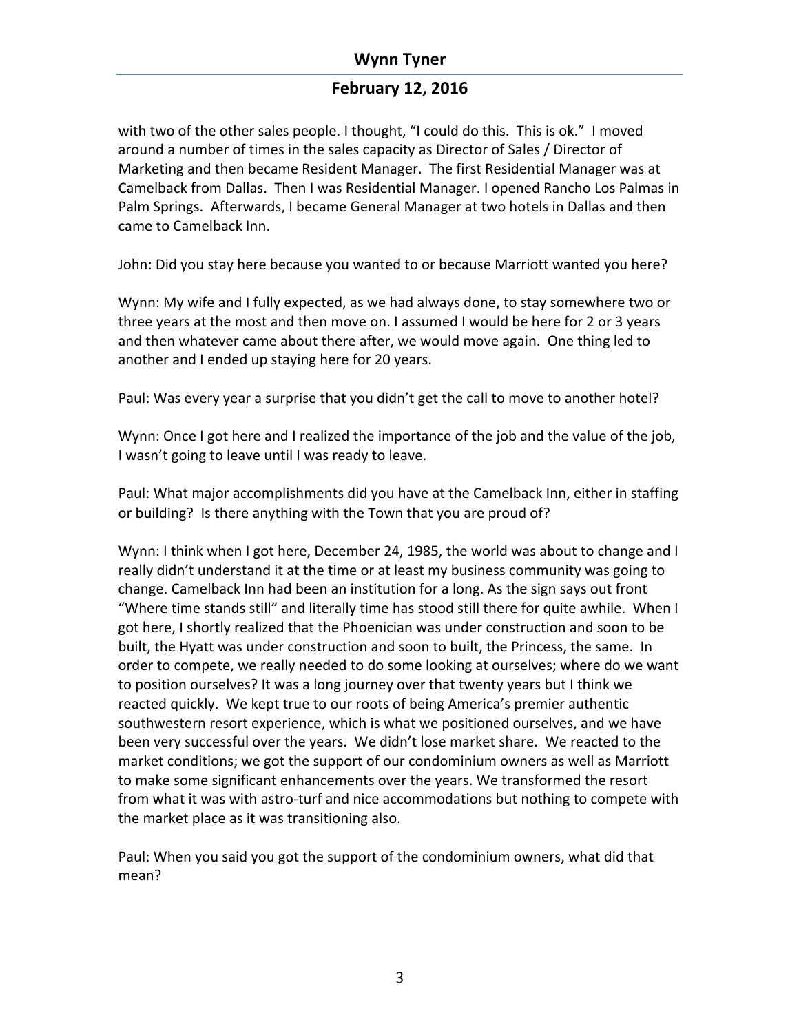with two of the other sales people. I thought, “I could do this. This is ok.” I moved around a number of times in the sales capacity as Director of Sales / Director of Marketing and then became Resident Manager. The first Residential Manager was at Camelback from Dallas. Then I was Residential Manager. I opened Rancho Los Palmas in Palm Springs. Afterwards, I became General Manager at two hotels in Dallas and then came to Camelback Inn.

John: Did you stay here because you wanted to or because Marriott wanted you here?

Wynn: My wife and I fully expected, as we had always done, to stay somewhere two or three years at the most and then move on. I assumed I would be here for 2 or 3 years and then whatever came about there after, we would move again. One thing led to another and I ended up staying here for 20 years.

Paul: Was every year a surprise that you didn’t get the call to move to another hotel?

Wynn: Once I got here and I realized the importance of the job and the value of the job, I wasn’t going to leave until I was ready to leave.

Paul: What major accomplishments did you have at the Camelback Inn, either in staffing or building? Is there anything with the Town that you are proud of?

Wynn: I think when I got here, December 24, 1985, the world was about to change and I really didn’t understand it at the time or at least my business community was going to change. Camelback Inn had been an institution for a long. As the sign says out front “Where time stands still” and literally time has stood still there for quite awhile. When I got here, I shortly realized that the Phoenician was under construction and soon to be built, the Hyatt was under construction and soon to built, the Princess, the same. In order to compete, we really needed to do some looking at ourselves; where do we want to position ourselves? It was a long journey over that twenty years but I think we reacted quickly. We kept true to our roots of being America’s premier authentic southwestern resort experience, which is what we positioned ourselves, and we have been very successful over the years. We didn’t lose market share. We reacted to the market conditions; we got the support of our condominium owners as well as Marriott to make some significant enhancements over the years. We transformed the resort from what it was with astro-turf and nice accommodations but nothing to compete with the market place as it was transitioning also.

Paul: When you said you got the support of the condominium owners, what did that mean?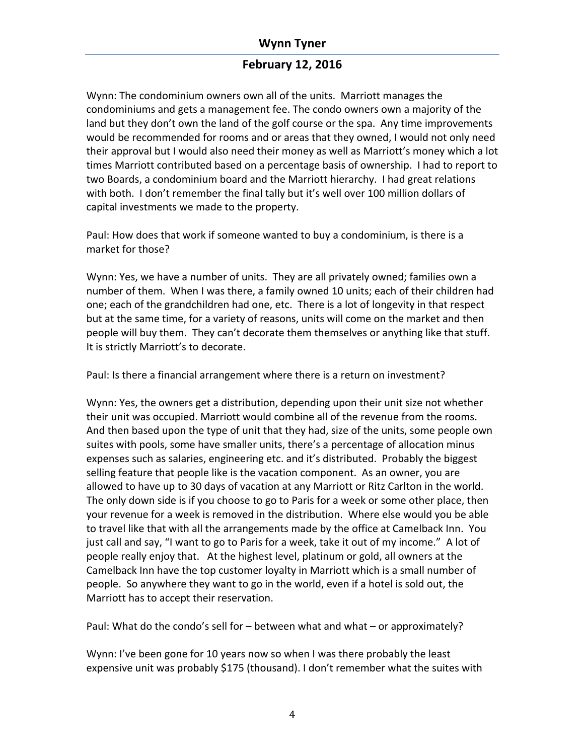Wynn: The condominium owners own all of the units. Marriott manages the condominiums and gets a management fee. The condo owners own a majority of the land but they don't own the land of the golf course or the spa. Any time improvements would be recommended for rooms and or areas that they owned, I would not only need their approval but I would also need their money as well as Marriott's money which a lot times Marriott contributed based on a percentage basis of ownership. I had to report to two Boards, a condominium board and the Marriott hierarchy. I had great relations with both. I don't remember the final tally but it's well over 100 million dollars of capital investments we made to the property.

Paul: How does that work if someone wanted to buy a condominium, is there is a market for those?

Wynn: Yes, we have a number of units. They are all privately owned; families own a number of them. When I was there, a family owned 10 units; each of their children had one; each of the grandchildren had one, etc. There is a lot of longevity in that respect but at the same time, for a variety of reasons, units will come on the market and then people will buy them. They can't decorate them themselves or anything like that stuff. It is strictly Marriott's to decorate.

Paul: Is there a financial arrangement where there is a return on investment?

Wynn: Yes, the owners get a distribution, depending upon their unit size not whether their unit was occupied. Marriott would combine all of the revenue from the rooms. And then based upon the type of unit that they had, size of the units, some people own suites with pools, some have smaller units, there's a percentage of allocation minus expenses such as salaries, engineering etc. and it's distributed. Probably the biggest selling feature that people like is the vacation component. As an owner, you are allowed to have up to 30 days of vacation at any Marriott or Ritz Carlton in the world. The only down side is if you choose to go to Paris for a week or some other place, then your revenue for a week is removed in the distribution. Where else would you be able to travel like that with all the arrangements made by the office at Camelback Inn. You just call and say, "I want to go to Paris for a week, take it out of my income." A lot of people really enjoy that. At the highest level, platinum or gold, all owners at the Camelback Inn have the top customer loyalty in Marriott which is a small number of people. So anywhere they want to go in the world, even if a hotel is sold out, the Marriott has to accept their reservation.

Paul: What do the condo's sell for – between what and what – or approximately?

Wynn: I've been gone for 10 years now so when I was there probably the least expensive unit was probably $175 (thousand). I don't remember what the suites with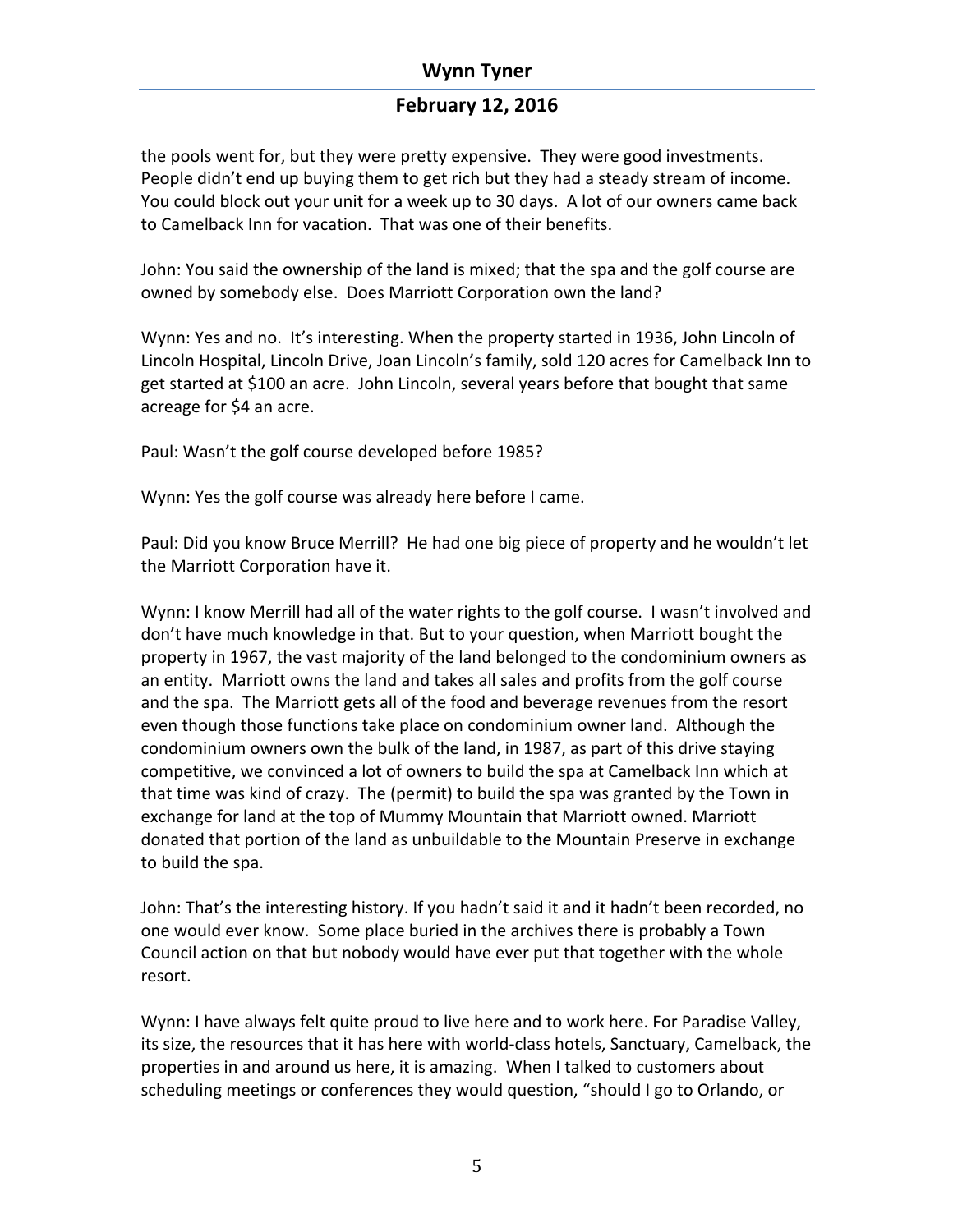the pools went for, but they were pretty expensive. They were good investments. People didn't end up buying them to get rich but they had a steady stream of income. You could block out your unit for a week up to 30 days. A lot of our owners came back to Camelback Inn for vacation. That was one of their benefits.

John: You said the ownership of the land is mixed; that the spa and the golf course are owned by somebody else. Does Marriott Corporation own the land?

Wynn: Yes and no. It's interesting. When the property started in 1936, John Lincoln of Lincoln Hospital, Lincoln Drive, Joan Lincoln's family, sold 120 acres for Camelback Inn to get started at $100 an acre. John Lincoln, several years before that bought that same acreage for $4 an acre.

Paul: Wasn't the golf course developed before 1985?

Wynn: Yes the golf course was already here before I came.

Paul: Did you know Bruce Merrill? He had one big piece of property and he wouldn't let the Marriott Corporation have it.

Wynn: I know Merrill had all of the water rights to the golf course. I wasn't involved and don't have much knowledge in that. But to your question, when Marriott bought the property in 1967, the vast majority of the land belonged to the condominium owners as an entity. Marriott owns the land and takes all sales and profits from the golf course and the spa. The Marriott gets all of the food and beverage revenues from the resort even though those functions take place on condominium owner land. Although the condominium owners own the bulk of the land, in 1987, as part of this drive staying competitive, we convinced a lot of owners to build the spa at Camelback Inn which at that time was kind of crazy. The (permit) to build the spa was granted by the Town in exchange for land at the top of Mummy Mountain that Marriott owned. Marriott donated that portion of the land as unbuildable to the Mountain Preserve in exchange to build the spa.

John: That's the interesting history. If you hadn't said it and it hadn't been recorded, no one would ever know. Some place buried in the archives there is probably a Town Council action on that but nobody would have ever put that together with the whole resort.

Wynn: I have always felt quite proud to live here and to work here. For Paradise Valley, its size, the resources that it has here with world-class hotels, Sanctuary, Camelback, the properties in and around us here, it is amazing. When I talked to customers about scheduling meetings or conferences they would question, "should I go to Orlando, or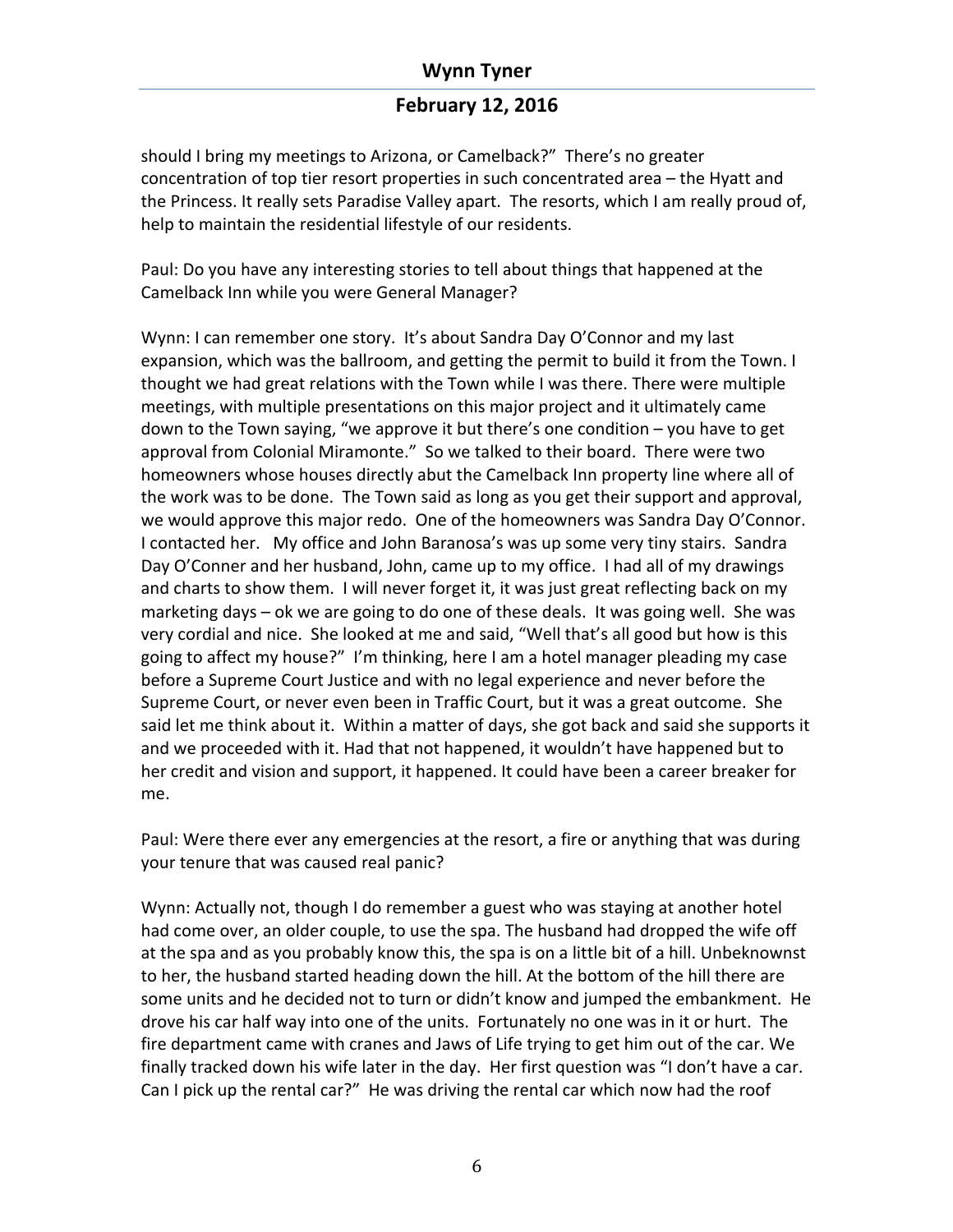should I bring my meetings to Arizona, or Camelback?" There's no greater concentration of top tier resort properties in such concentrated area – the Hyatt and the Princess. It really sets Paradise Valley apart. The resorts, which I am really proud of, help to maintain the residential lifestyle of our residents.

Paul: Do you have any interesting stories to tell about things that happened at the Camelback Inn while you were General Manager?

Wynn: I can remember one story. It's about Sandra Day O'Connor and my last expansion, which was the ballroom, and getting the permit to build it from the Town. I thought we had great relations with the Town while I was there. There were multiple meetings, with multiple presentations on this major project and it ultimately came down to the Town saying, "we approve it but there's one condition – you have to get approval from Colonial Miramonte." So we talked to their board. There were two homeowners whose houses directly abut the Camelback Inn property line where all of the work was to be done. The Town said as long as you get their support and approval, we would approve this major redo. One of the homeowners was Sandra Day O'Connor. I contacted her. My office and John Baranosa's was up some very tiny stairs. Sandra Day O'Conner and her husband, John, came up to my office. I had all of my drawings and charts to show them. I will never forget it, it was just great reflecting back on my marketing days – ok we are going to do one of these deals. It was going well. She was very cordial and nice. She looked at me and said, "Well that's all good but how is this going to affect my house?" I'm thinking, here I am a hotel manager pleading my case before a Supreme Court Justice and with no legal experience and never before the Supreme Court, or never even been in Traffic Court, but it was a great outcome. She said let me think about it. Within a matter of days, she got back and said she supports it and we proceeded with it. Had that not happened, it wouldn't have happened but to her credit and vision and support, it happened. It could have been a career breaker for me.

Paul: Were there ever any emergencies at the resort, a fire or anything that was during your tenure that was caused real panic?

Wynn: Actually not, though I do remember a guest who was staying at another hotel had come over, an older couple, to use the spa. The husband had dropped the wife off at the spa and as you probably know this, the spa is on a little bit of a hill. Unbeknownst to her, the husband started heading down the hill. At the bottom of the hill there are some units and he decided not to turn or didn't know and jumped the embankment. He drove his car half way into one of the units. Fortunately no one was in it or hurt. The fire department came with cranes and Jaws of Life trying to get him out of the car. We finally tracked down his wife later in the day. Her first question was "I don't have a car. Can I pick up the rental car?" He was driving the rental car which now had the roof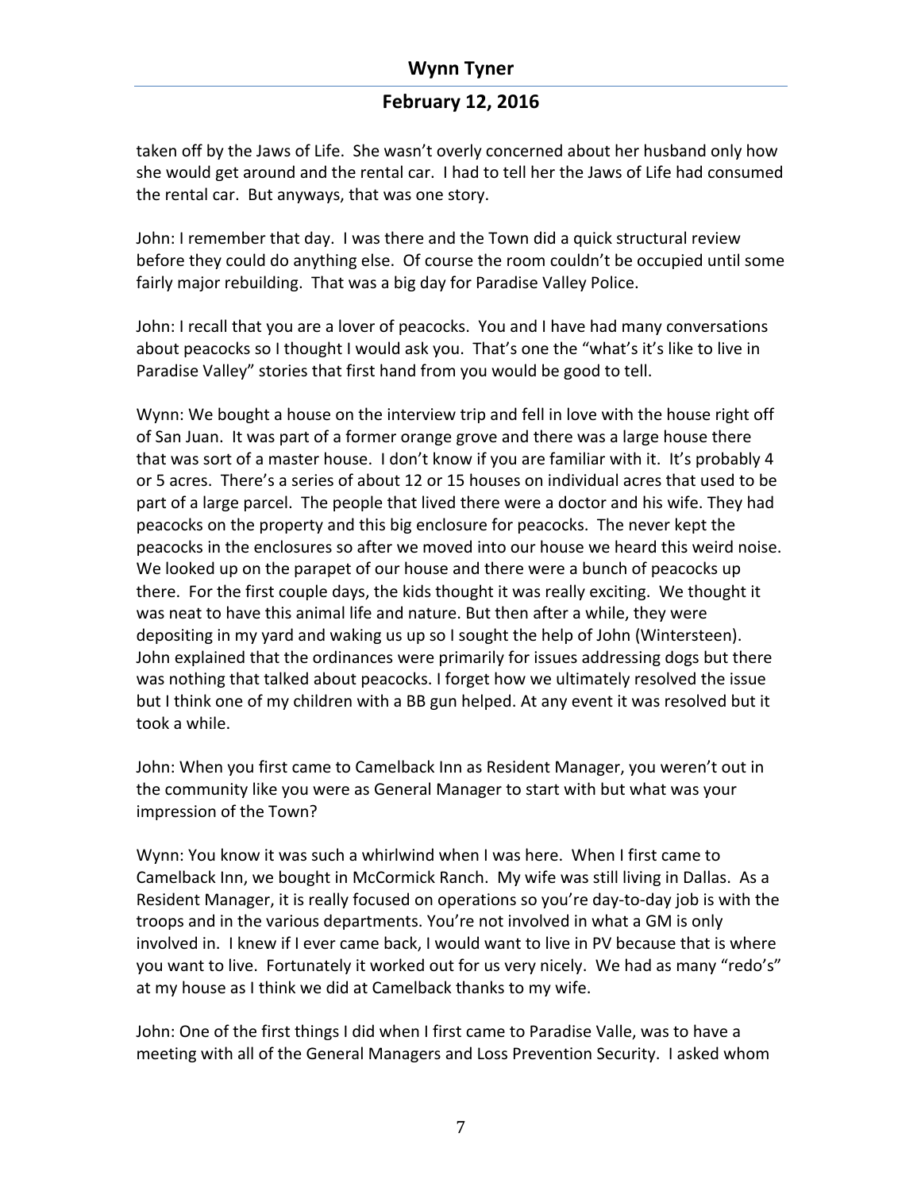taken off by the Jaws of Life. She wasn't overly concerned about her husband only how she would get around and the rental car. I had to tell her the Jaws of Life had consumed the rental car. But anyways, that was one story.

John: I remember that day. I was there and the Town did a quick structural review before they could do anything else. Of course the room couldn't be occupied until some fairly major rebuilding. That was a big day for Paradise Valley Police.

John: I recall that you are a lover of peacocks. You and I have had many conversations about peacocks so I thought I would ask you. That's one the "what's it's like to live in Paradise Valley" stories that first hand from you would be good to tell.

Wynn: We bought a house on the interview trip and fell in love with the house right off of San Juan. It was part of a former orange grove and there was a large house there that was sort of a master house. I don't know if you are familiar with it. It's probably 4 or 5 acres. There's a series of about 12 or 15 houses on individual acres that used to be part of a large parcel. The people that lived there were a doctor and his wife. They had peacocks on the property and this big enclosure for peacocks. The never kept the peacocks in the enclosures so after we moved into our house we heard this weird noise. We looked up on the parapet of our house and there were a bunch of peacocks up there. For the first couple days, the kids thought it was really exciting. We thought it was neat to have this animal life and nature. But then after a while, they were depositing in my yard and waking us up so I sought the help of John (Wintersteen). John explained that the ordinances were primarily for issues addressing dogs but there was nothing that talked about peacocks. I forget how we ultimately resolved the issue but I think one of my children with a BB gun helped. At any event it was resolved but it took a while.

John: When you first came to Camelback Inn as Resident Manager, you weren't out in the community like you were as General Manager to start with but what was your impression of the Town?

Wynn: You know it was such a whirlwind when I was here. When I first came to Camelback Inn, we bought in McCormick Ranch. My wife was still living in Dallas. As a Resident Manager, it is really focused on operations so you're day-to-day job is with the troops and in the various departments. You're not involved in what a GM is only involved in. I knew if I ever came back, I would want to live in PV because that is where you want to live. Fortunately it worked out for us very nicely. We had as many "redo's" at my house as I think we did at Camelback thanks to my wife.

John: One of the first things I did when I first came to Paradise Valle, was to have a meeting with all of the General Managers and Loss Prevention Security. I asked whom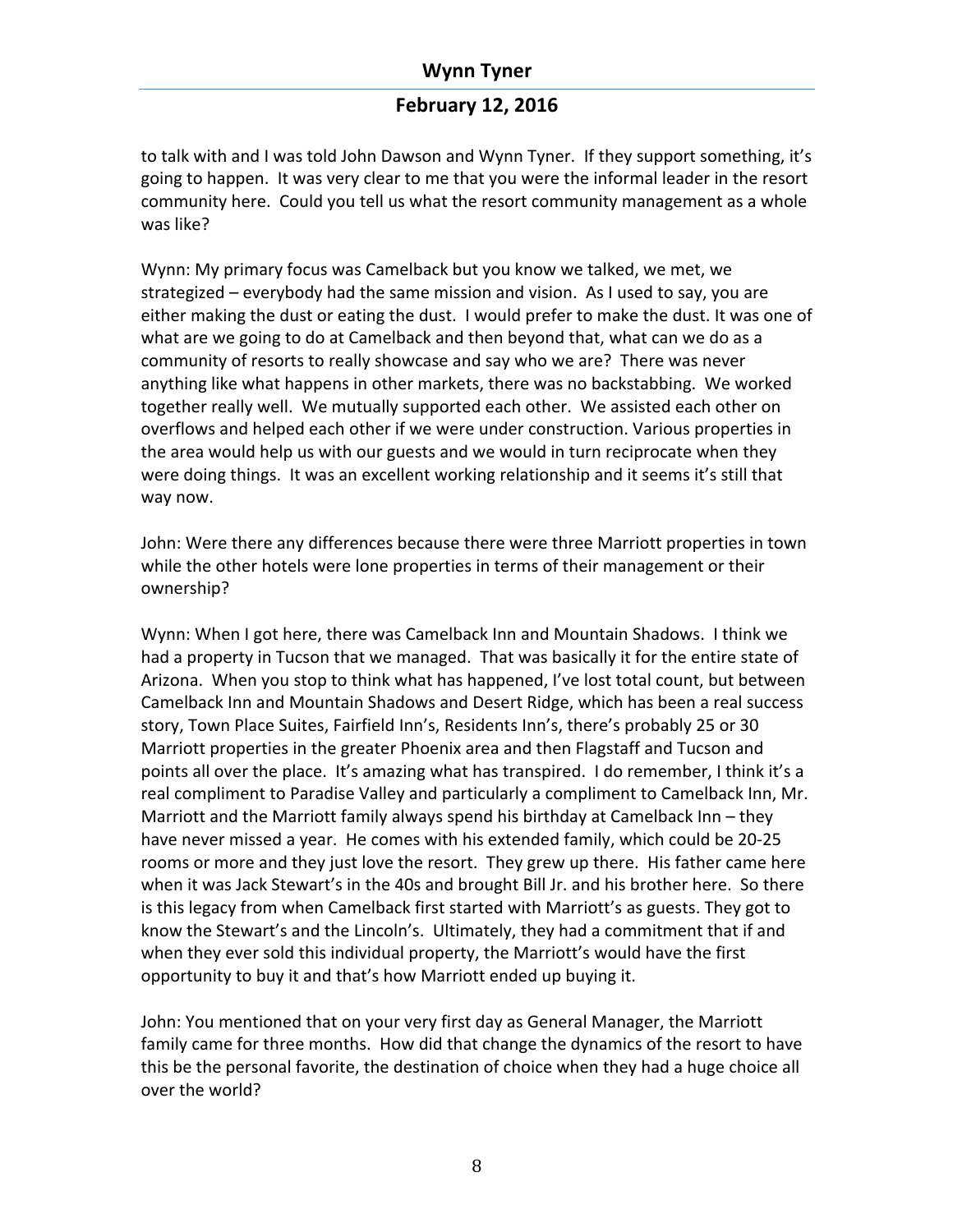to talk with and I was told John Dawson and Wynn Tyner. If they support something, it's going to happen. It was very clear to me that you were the informal leader in the resort community here. Could you tell us what the resort community management as a whole was like?

Wynn: My primary focus was Camelback but you know we talked, we met, we strategized – everybody had the same mission and vision. As I used to say, you are either making the dust or eating the dust. I would prefer to make the dust. It was one of what are we going to do at Camelback and then beyond that, what can we do as a community of resorts to really showcase and say who we are? There was never anything like what happens in other markets, there was no backstabbing. We worked together really well. We mutually supported each other. We assisted each other on overflows and helped each other if we were under construction. Various properties in the area would help us with our guests and we would in turn reciprocate when they were doing things. It was an excellent working relationship and it seems it's still that way now.

John: Were there any differences because there were three Marriott properties in town while the other hotels were lone properties in terms of their management or their ownership?

Wynn: When I got here, there was Camelback Inn and Mountain Shadows. I think we had a property in Tucson that we managed. That was basically it for the entire state of Arizona. When you stop to think what has happened, I've lost total count, but between Camelback Inn and Mountain Shadows and Desert Ridge, which has been a real success story, Town Place Suites, Fairfield Inn's, Residents Inn's, there's probably 25 or 30 Marriott properties in the greater Phoenix area and then Flagstaff and Tucson and points all over the place. It's amazing what has transpired. I do remember, I think it's a real compliment to Paradise Valley and particularly a compliment to Camelback Inn, Mr. Marriott and the Marriott family always spend his birthday at Camelback Inn – they have never missed a year. He comes with his extended family, which could be 20-25 rooms or more and they just love the resort. They grew up there. His father came here when it was Jack Stewart's in the 40s and brought Bill Jr. and his brother here. So there is this legacy from when Camelback first started with Marriott's as guests. They got to know the Stewart's and the Lincoln's. Ultimately, they had a commitment that if and when they ever sold this individual property, the Marriott's would have the first opportunity to buy it and that's how Marriott ended up buying it.

John: You mentioned that on your very first day as General Manager, the Marriott family came for three months. How did that change the dynamics of the resort to have this be the personal favorite, the destination of choice when they had a huge choice all over the world?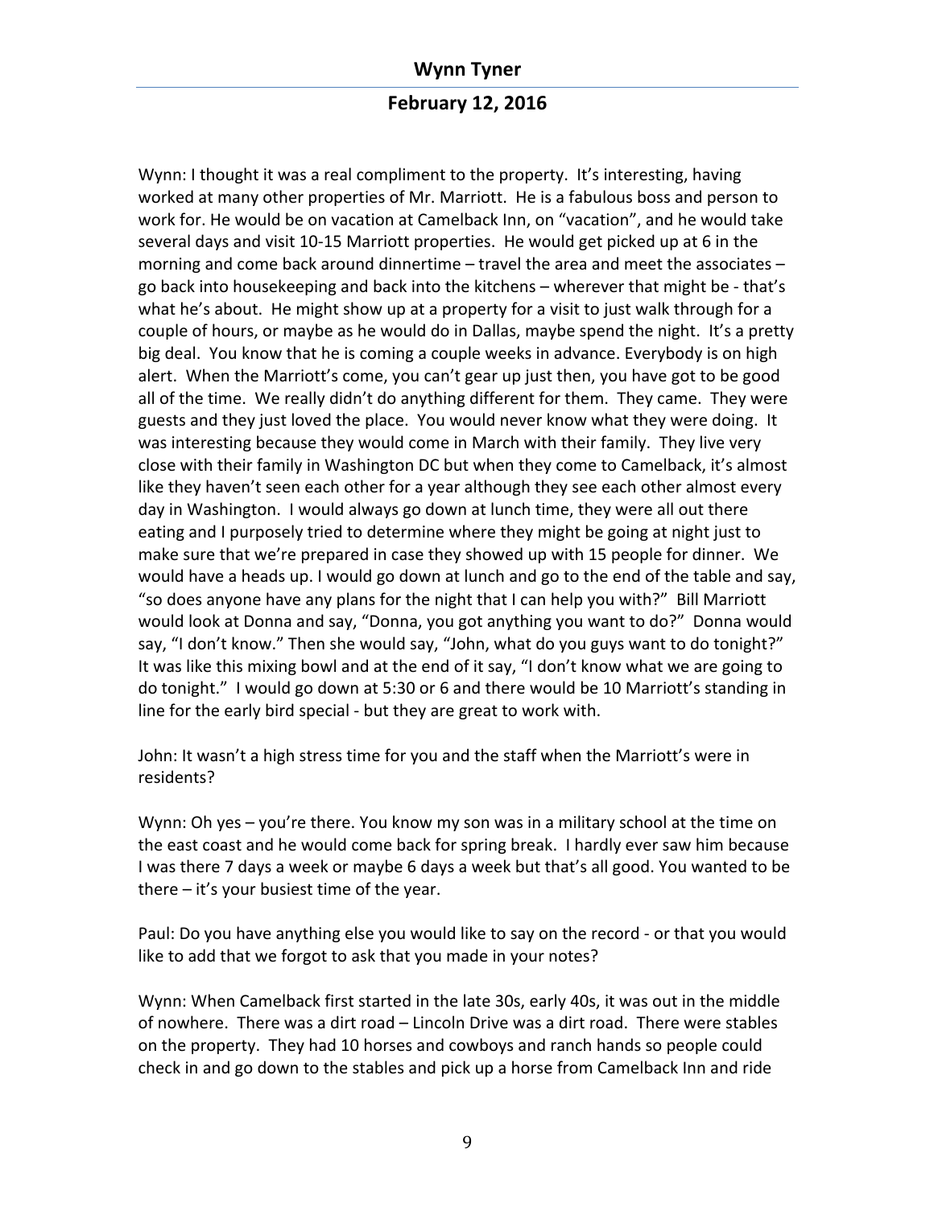Wynn: I thought it was a real compliment to the property. It's interesting, having worked at many other properties of Mr. Marriott. He is a fabulous boss and person to work for. He would be on vacation at Camelback Inn, on "vacation", and he would take several days and visit 10-15 Marriott properties. He would get picked up at 6 in the morning and come back around dinnertime – travel the area and meet the associates – go back into housekeeping and back into the kitchens – wherever that might be - that's what he's about. He might show up at a property for a visit to just walk through for a couple of hours, or maybe as he would do in Dallas, maybe spend the night. It's a pretty big deal. You know that he is coming a couple weeks in advance. Everybody is on high alert. When the Marriott's come, you can't gear up just then, you have got to be good all of the time. We really didn't do anything different for them. They came. They were guests and they just loved the place. You would never know what they were doing. It was interesting because they would come in March with their family. They live very close with their family in Washington DC but when they come to Camelback, it's almost like they haven't seen each other for a year although they see each other almost every day in Washington. I would always go down at lunch time, they were all out there eating and I purposely tried to determine where they might be going at night just to make sure that we're prepared in case they showed up with 15 people for dinner. We would have a heads up. I would go down at lunch and go to the end of the table and say, "so does anyone have any plans for the night that I can help you with?" Bill Marriott would look at Donna and say, "Donna, you got anything you want to do?" Donna would say, "I don't know." Then she would say, "John, what do you guys want to do tonight?" It was like this mixing bowl and at the end of it say, "I don't know what we are going to do tonight." I would go down at 5:30 or 6 and there would be 10 Marriott's standing in line for the early bird special - but they are great to work with.

John: It wasn't a high stress time for you and the staff when the Marriott's were in residents?

Wynn: Oh yes – you're there. You know my son was in a military school at the time on the east coast and he would come back for spring break. I hardly ever saw him because I was there 7 days a week or maybe 6 days a week but that's all good. You wanted to be there – it's your busiest time of the year.

Paul: Do you have anything else you would like to say on the record - or that you would like to add that we forgot to ask that you made in your notes?

Wynn: When Camelback first started in the late 30s, early 40s, it was out in the middle of nowhere. There was a dirt road – Lincoln Drive was a dirt road. There were stables on the property. They had 10 horses and cowboys and ranch hands so people could check in and go down to the stables and pick up a horse from Camelback Inn and ride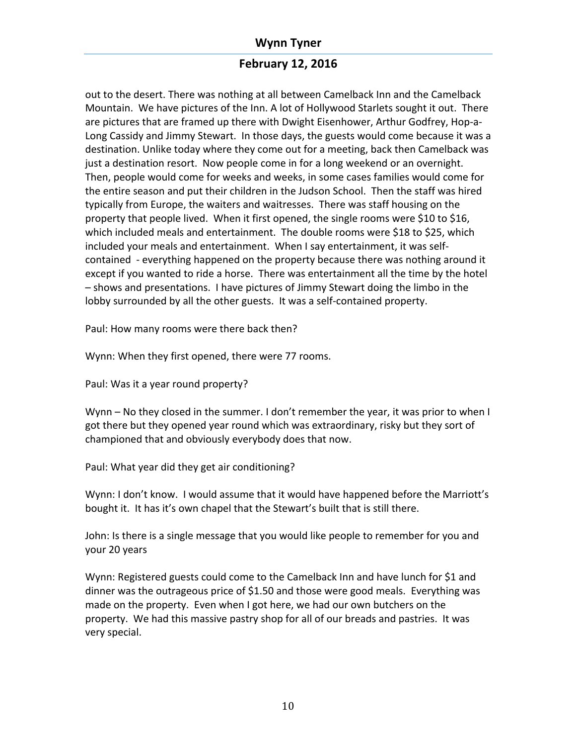out to the desert. There was nothing at all between Camelback Inn and the Camelback Mountain. We have pictures of the Inn. A lot of Hollywood Starlets sought it out. There are pictures that are framed up there with Dwight Eisenhower, Arthur Godfrey, Hop-a-Long Cassidy and Jimmy Stewart. In those days, the guests would come because it was a destination. Unlike today where they come out for a meeting, back then Camelback was just a destination resort. Now people come in for a long weekend or an overnight. Then, people would come for weeks and weeks, in some cases families would come for the entire season and put their children in the Judson School. Then the staff was hired typically from Europe, the waiters and waitresses. There was staff housing on the property that people lived. When it first opened, the single rooms were $10 to $16, which included meals and entertainment. The double rooms were $18 to $25, which included your meals and entertainment. When I say entertainment, it was self-contained - everything happened on the property because there was nothing around it except if you wanted to ride a horse. There was entertainment all the time by the hotel – shows and presentations. I have pictures of Jimmy Stewart doing the limbo in the lobby surrounded by all the other guests. It was a self-contained property.

Paul: How many rooms were there back then?

Wynn: When they first opened, there were 77 rooms.

Paul: Was it a year round property?

Wynn – No they closed in the summer. I don't remember the year, it was prior to when I got there but they opened year round which was extraordinary, risky but they sort of championed that and obviously everybody does that now.

Paul: What year did they get air conditioning?

Wynn: I don't know. I would assume that it would have happened before the Marriott's bought it. It has it's own chapel that the Stewart's built that is still there.

John: Is there is a single message that you would like people to remember for you and your 20 years

Wynn: Registered guests could come to the Camelback Inn and have lunch for $1 and dinner was the outrageous price of $1.50 and those were good meals. Everything was made on the property. Even when I got here, we had our own butchers on the property. We had this massive pastry shop for all of our breads and pastries. It was very special.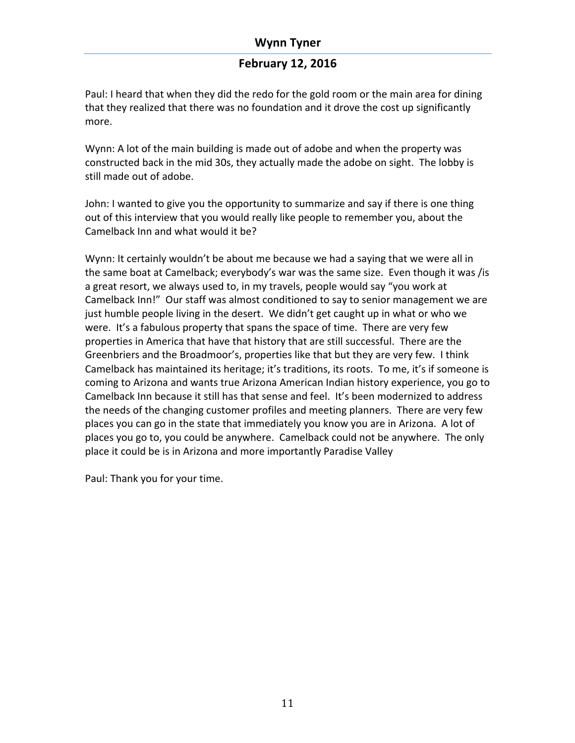Paul: I heard that when they did the redo for the gold room or the main area for dining that they realized that there was no foundation and it drove the cost up significantly more.

Wynn: A lot of the main building is made out of adobe and when the property was constructed back in the mid 30s, they actually made the adobe on sight. The lobby is still made out of adobe.

John: I wanted to give you the opportunity to summarize and say if there is one thing out of this interview that you would really like people to remember you, about the Camelback Inn and what would it be?

Wynn: It certainly wouldn't be about me because we had a saying that we were all in the same boat at Camelback; everybody's war was the same size. Even though it was /is a great resort, we always used to, in my travels, people would say "you work at Camelback Inn!" Our staff was almost conditioned to say to senior management we are just humble people living in the desert. We didn't get caught up in what or who we were. It's a fabulous property that spans the space of time. There are very few properties in America that have that history that are still successful. There are the Greenbriers and the Broadmoor's, properties like that but they are very few. I think Camelback has maintained its heritage; it's traditions, its roots. To me, it's if someone is coming to Arizona and wants true Arizona American Indian history experience, you go to Camelback Inn because it still has that sense and feel. It's been modernized to address the needs of the changing customer profiles and meeting planners. There are very few places you can go in the state that immediately you know you are in Arizona. A lot of places you go to, you could be anywhere. Camelback could not be anywhere. The only place it could be is in Arizona and more importantly Paradise Valley

Paul: Thank you for your time.